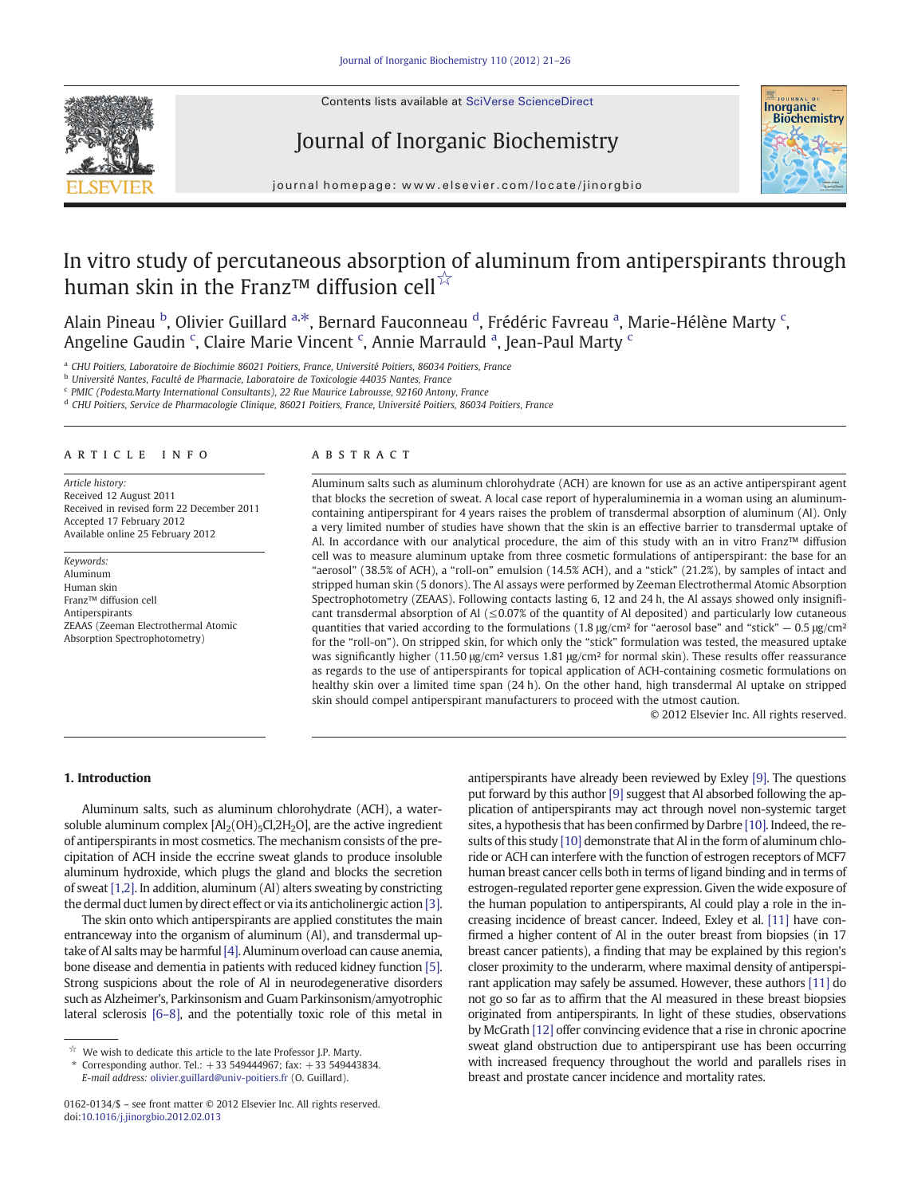# In vitro study of percutaneous absorption of aluminum from antiperspirants through human skin in the Franz™ diffusion cell☆

Alain Pineau [b], Olivier Guillard [a,*], Bernard Fauconneau [d], Frédéric Favreau [a], Marie-Hélène Marty [c], Angeline Gaudin [c], Claire Marie Vincent [c], Annie Marrauld [a], Jean-Paul Marty [c]

[a] CHU Poitiers, Laboratoire de Biochimie 86021 Poitiers, France, Université Poitiers, 86034 Poitiers, France
[b] Université Nantes, Faculté de Pharmacie, Laboratoire de Toxicologie 44035 Nantes, France
[c] PMIC (Podesta.Marty International Consultants), 22 Rue Maurice Labrousse, 92160 Antony, France
[d] CHU Poitiers, Service de Pharmacologie Clinique, 86021 Poitiers, France, Université Poitiers, 86034 Poitiers, France

## ARTICLE INFO

*Article history:*
Received 12 August 2011
Received in revised form 22 December 2011
Accepted 17 February 2012
Available online 25 February 2012

*Keywords:*
Aluminum
Human skin
Franz™ diffusion cell
Antiperspirants
ZEAAS (Zeeman Electrothermal Atomic Absorption Spectrophotometry)

## ABSTRACT

Aluminum salts such as aluminum chlorohydrate (ACH) are known for use as an active antiperspirant agent that blocks the secretion of sweat. A local case report of hyperaluminemia in a woman using an aluminum-containing antiperspirant for 4 years raises the problem of transdermal absorption of aluminum (Al). Only a very limited number of studies have shown that the skin is an effective barrier to transdermal uptake of Al. In accordance with our analytical procedure, the aim of this study with an in vitro Franz™ diffusion cell was to measure aluminum uptake from three cosmetic formulations of antiperspirant: the base for an "aerosol" (38.5% of ACH), a "roll-on" emulsion (14.5% ACH), and a "stick" (21.2%), by samples of intact and stripped human skin (5 donors). The Al assays were performed by Zeeman Electrothermal Atomic Absorption Spectrophotometry (ZEAAS). Following contacts lasting 6, 12 and 24 h, the Al assays showed only insignificant transdermal absorption of Al (≤0.07% of the quantity of Al deposited) and particularly low cutaneous quantities that varied according to the formulations (1.8 μg/cm² for "aerosol base" and "stick" — 0.5 μg/cm² for the "roll-on"). On stripped skin, for which only the "stick" formulation was tested, the measured uptake was significantly higher (11.50 μg/cm² versus 1.81 μg/cm² for normal skin). These results offer reassurance as regards to the use of antiperspirants for topical application of ACH-containing cosmetic formulations on healthy skin over a limited time span (24 h). On the other hand, high transdermal Al uptake on stripped skin should compel antiperspirant manufacturers to proceed with the utmost caution.

© 2012 Elsevier Inc. All rights reserved.

## 1. Introduction

Aluminum salts, such as aluminum chlorohydrate (ACH), a water-soluble aluminum complex $[Al_2(OH)_5Cl,2H_2O]$, are the active ingredient of antiperspirants in most cosmetics. The mechanism consists of the precipitation of ACH inside the eccrine sweat glands to produce insoluble aluminum hydroxide, which plugs the gland and blocks the secretion of sweat [1,2]. In addition, aluminum (Al) alters sweating by constricting the dermal duct lumen by direct effect or via its anticholinergic action [3].

The skin onto which antiperspirants are applied constitutes the main entranceway into the organism of aluminum (Al), and transdermal uptake of Al salts may be harmful [4]. Aluminum overload can cause anemia, bone disease and dementia in patients with reduced kidney function [5]. Strong suspicions about the role of Al in neurodegenerative disorders such as Alzheimer's, Parkinsonism and Guam Parkinsonism/amyotrophic lateral sclerosis [6–8], and the potentially toxic role of this metal in antiperspirants have already been reviewed by Exley [9]. The questions put forward by this author [9] suggest that Al absorbed following the application of antiperspirants may act through novel non-systemic target sites, a hypothesis that has been confirmed by Darbre [10]. Indeed, the results of this study [10] demonstrate that Al in the form of aluminum chloride or ACH can interfere with the function of estrogen receptors of MCF7 human breast cancer cells both in terms of ligand binding and in terms of estrogen-regulated reporter gene expression. Given the wide exposure of the human population to antiperspirants, Al could play a role in the increasing incidence of breast cancer. Indeed, Exley et al. [11] have confirmed a higher content of Al in the outer breast from biopsies (in 17 breast cancer patients), a finding that may be explained by this region's closer proximity to the underarm, where maximal density of antiperspirant application may safely be assumed. However, these authors [11] do not go so far as to affirm that the Al measured in these breast biopsies originated from antiperspirants. In light of these studies, observations by McGrath [12] offer convincing evidence that a rise in chronic apocrine sweat gland obstruction due to antiperspirant use has been occurring with increased frequency throughout the world and parallels rises in breast and prostate cancer incidence and mortality rates.

☆ We wish to dedicate this article to the late Professor J.P. Marty.
\* Corresponding author. Tel.: +33 549444967; fax: +33 549443834.
*E-mail address:* olivier.guillard@univ-poitiers.fr (O. Guillard).

0162-0134/$ – see front matter © 2012 Elsevier Inc. All rights reserved.
doi:10.1016/j.jinorgbio.2012.02.013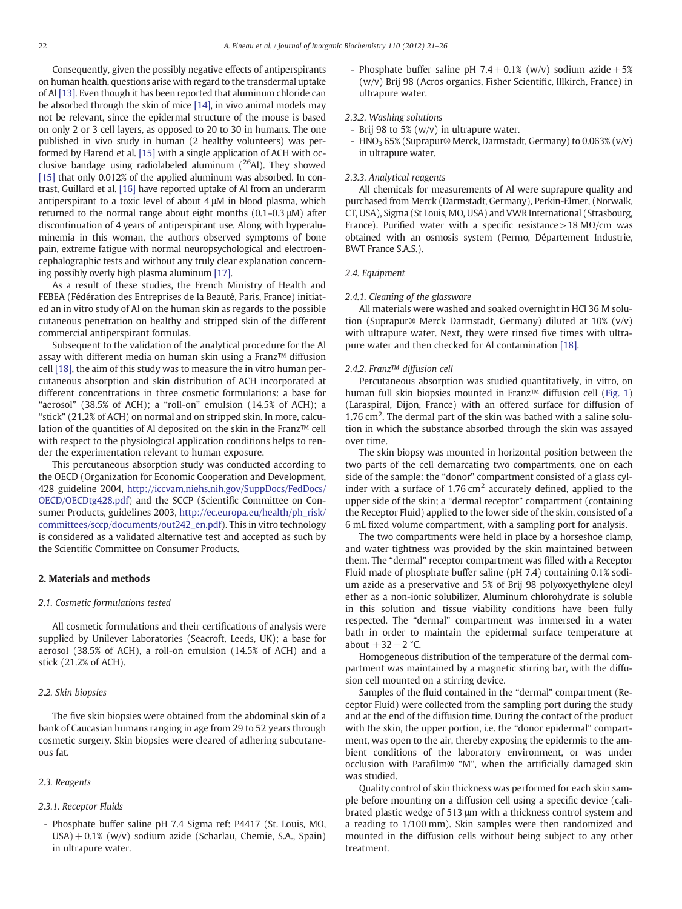Consequently, given the possibly negative effects of antiperspirants on human health, questions arise with regard to the transdermal uptake of Al [13]. Even though it has been reported that aluminum chloride can be absorbed through the skin of mice [14], in vivo animal models may not be relevant, since the epidermal structure of the mouse is based on only 2 or 3 cell layers, as opposed to 20 to 30 in humans. The one published in vivo study in human (2 healthy volunteers) was performed by Flarend et al. [15] with a single application of ACH with occlusive bandage using radiolabeled aluminum ($^{26}$Al). They showed [15] that only 0.012% of the applied aluminum was absorbed. In contrast, Guillard et al. [16] have reported uptake of Al from an underarm antiperspirant to a toxic level of about 4 μM in blood plasma, which returned to the normal range about eight months (0.1–0.3 μM) after discontinuation of 4 years of antiperspirant use. Along with hyperaluminemia in this woman, the authors observed symptoms of bone pain, extreme fatigue with normal neuropsychological and electroencephalographic tests and without any truly clear explanation concerning possibly overly high plasma aluminum [17].

As a result of these studies, the French Ministry of Health and FEBEA (Fédération des Entreprises de la Beauté, Paris, France) initiated an in vitro study of Al on the human skin as regards to the possible cutaneous penetration on healthy and stripped skin of the different commercial antiperspirant formulas.

Subsequent to the validation of the analytical procedure for the Al assay with different media on human skin using a Franz™ diffusion cell [18], the aim of this study was to measure the in vitro human percutaneous absorption and skin distribution of ACH incorporated at different concentrations in three cosmetic formulations: a base for "aerosol" (38.5% of ACH); a "roll-on" emulsion (14.5% of ACH); a "stick" (21.2% of ACH) on normal and on stripped skin. In more, calculation of the quantities of Al deposited on the skin in the Franz™ cell with respect to the physiological application conditions helps to render the experimentation relevant to human exposure.

This percutaneous absorption study was conducted according to the OECD (Organization for Economic Cooperation and Development, 428 guideline 2004, http://iccvam.niehs.nih.gov/SuppDocs/FedDocs/OECD/OECDtg428.pdf) and the SCCP (Scientific Committee on Consumer Products, guidelines 2003, http://ec.europa.eu/health/ph_risk/committees/sccp/documents/out242_en.pdf). This in vitro technology is considered as a validated alternative test and accepted as such by the Scientific Committee on Consumer Products.

## 2. Materials and methods

### 2.1. Cosmetic formulations tested

All cosmetic formulations and their certifications of analysis were supplied by Unilever Laboratories (Seacroft, Leeds, UK); a base for aerosol (38.5% of ACH), a roll-on emulsion (14.5% of ACH) and a stick (21.2% of ACH).

### 2.2. Skin biopsies

The five skin biopsies were obtained from the abdominal skin of a bank of Caucasian humans ranging in age from 29 to 52 years through cosmetic surgery. Skin biopsies were cleared of adhering subcutaneous fat.

### 2.3. Reagents

#### 2.3.1. Receptor Fluids

- Phosphate buffer saline pH 7.4 Sigma ref: P4417 (St. Louis, MO, USA) + 0.1% (w/v) sodium azide (Scharlau, Chemie, S.A., Spain) in ultrapure water.
- Phosphate buffer saline pH 7.4 + 0.1% (w/v) sodium azide + 5% (w/v) Brij 98 (Acros organics, Fisher Scientific, Illkirch, France) in ultrapure water.

#### 2.3.2. Washing solutions

- Brij 98 to 5% (w/v) in ultrapure water.
- $HNO_3$ 65% (Suprapur® Merck, Darmstadt, Germany) to 0.063% (v/v) in ultrapure water.

#### 2.3.3. Analytical reagents

All chemicals for measurements of Al were suprapure quality and purchased from Merck (Darmstadt, Germany), Perkin-Elmer, (Norwalk, CT, USA), Sigma (St Louis, MO, USA) and VWR International (Strasbourg, France). Purified water with a specific resistance > 18 MΩ/cm was obtained with an osmosis system (Permo, Département Industrie, BWT France S.A.S.).

### 2.4. Equipment

#### 2.4.1. Cleaning of the glassware

All materials were washed and soaked overnight in HCl 36 M solution (Suprapur® Merck Darmstadt, Germany) diluted at 10% (v/v) with ultrapure water. Next, they were rinsed five times with ultrapure water and then checked for Al contamination [18].

#### 2.4.2. Franz™ diffusion cell

Percutaneous absorption was studied quantitatively, in vitro, on human full skin biopsies mounted in Franz™ diffusion cell (Fig. 1) (Laraspiral, Dijon, France) with an offered surface for diffusion of 1.76 $cm^2$. The dermal part of the skin was bathed with a saline solution in which the substance absorbed through the skin was assayed over time.

The skin biopsy was mounted in horizontal position between the two parts of the cell demarcating two compartments, one on each side of the sample: the "donor" compartment consisted of a glass cylinder with a surface of 1.76 $cm^2$ accurately defined, applied to the upper side of the skin; a "dermal receptor" compartment (containing the Receptor Fluid) applied to the lower side of the skin, consisted of a 6 mL fixed volume compartment, with a sampling port for analysis.

The two compartments were held in place by a horseshoe clamp, and water tightness was provided by the skin maintained between them. The "dermal" receptor compartment was filled with a Receptor Fluid made of phosphate buffer saline (pH 7.4) containing 0.1% sodium azide as a preservative and 5% of Brij 98 polyoxyethylene oleyl ether as a non-ionic solubilizer. Aluminum chlorohydrate is soluble in this solution and tissue viability conditions have been fully respected. The "dermal" compartment was immersed in a water bath in order to maintain the epidermal surface temperature at about +32 ± 2 °C.

Homogeneous distribution of the temperature of the dermal compartment was maintained by a magnetic stirring bar, with the diffusion cell mounted on a stirring device.

Samples of the fluid contained in the "dermal" compartment (Receptor Fluid) were collected from the sampling port during the study and at the end of the diffusion time. During the contact of the product with the skin, the upper portion, i.e. the "donor epidermal" compartment, was open to the air, thereby exposing the epidermis to the ambient conditions of the laboratory environment, or was under occlusion with Parafilm® "M", when the artificially damaged skin was studied.

Quality control of skin thickness was performed for each skin sample before mounting on a diffusion cell using a specific device (calibrated plastic wedge of 513 μm with a thickness control system and a reading to 1/100 mm). Skin samples were then randomized and mounted in the diffusion cells without being subject to any other treatment.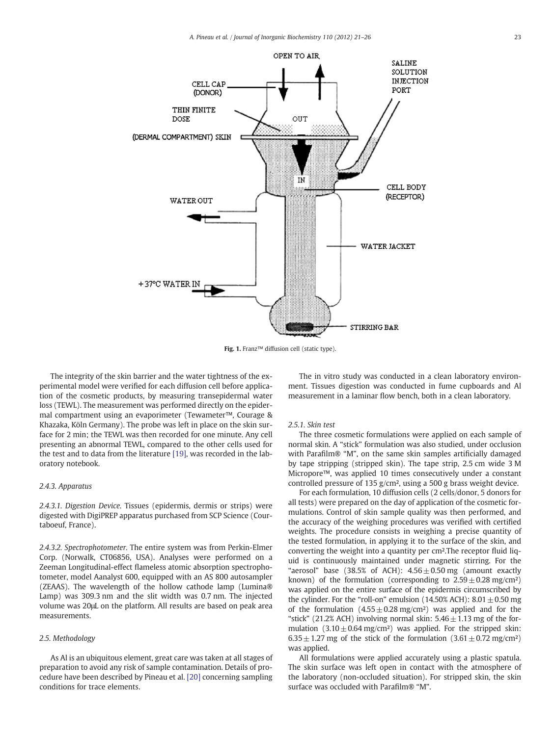Fig. 1. Franz™ diffusion cell (static type).

The integrity of the skin barrier and the water tightness of the experimental model were verified for each diffusion cell before application of the cosmetic products, by measuring transepidermal water loss (TEWL). The measurement was performed directly on the epidermal compartment using an evaporimeter (Tewameter™, Courage & Khazaka, Köln Germany). The probe was left in place on the skin surface for 2 min; the TEWL was then recorded for one minute. Any cell presenting an abnormal TEWL, compared to the other cells used for the test and to data from the literature [19], was recorded in the laboratory notebook.

#### 2.4.3. Apparatus

*2.4.3.1. Digestion Device.* Tissues (epidermis, dermis or strips) were digested with DigiPREP apparatus purchased from SCP Science (Courtaboeuf, France).

*2.4.3.2. Spectrophotometer.* The entire system was from Perkin-Elmer Corp. (Norwalk, CT06856, USA). Analyses were performed on a Zeeman Longitudinal-effect flameless atomic absorption spectrophotometer, model Aanalyst 600, equipped with an AS 800 autosampler (ZEAAS). The wavelength of the hollow cathode lamp (Lumina® Lamp) was 309.3 nm and the slit width was 0.7 nm. The injected volume was 20μL on the platform. All results are based on peak area measurements.

### 2.5. Methodology

As Al is an ubiquitous element, great care was taken at all stages of preparation to avoid any risk of sample contamination. Details of procedure have been described by Pineau et al. [20] concerning sampling conditions for trace elements.

The in vitro study was conducted in a clean laboratory environment. Tissues digestion was conducted in fume cupboards and Al measurement in a laminar flow bench, both in a clean laboratory.

#### 2.5.1. Skin test

The three cosmetic formulations were applied on each sample of normal skin. A "stick" formulation was also studied, under occlusion with Parafilm® "M", on the same skin samples artificially damaged by tape stripping (stripped skin). The tape strip, 2.5 cm wide 3 M Micropore™, was applied 10 times consecutively under a constant controlled pressure of 135 g/cm², using a 500 g brass weight device.

For each formulation, 10 diffusion cells (2 cells/donor, 5 donors for all tests) were prepared on the day of application of the cosmetic formulations. Control of skin sample quality was then performed, and the accuracy of the weighing procedures was verified with certified weights. The procedure consists in weighing a precise quantity of the tested formulation, in applying it to the surface of the skin, and converting the weight into a quantity per cm².The receptor fluid liquid is continuously maintained under magnetic stirring. For the "aerosol" base (38.5% of ACH): $4.56 \pm 0.50$ mg (amount exactly known) of the formulation (corresponding to $2.59 \pm 0.28$ mg/cm²) was applied on the entire surface of the epidermis circumscribed by the cylinder. For the "roll-on" emulsion (14.50% ACH): $8.01 \pm 0.50$ mg of the formulation ($4.55 \pm 0.28$ mg/cm²) was applied and for the "stick" (21.2% ACH) involving normal skin: $5.46 \pm 1.13$ mg of the formulation ($3.10 \pm 0.64$ mg/cm²) was applied. For the stripped skin: $6.35 \pm 1.27$ mg of the stick of the formulation ($3.61 \pm 0.72$ mg/cm²) was applied.

All formulations were applied accurately using a plastic spatula. The skin surface was left open in contact with the atmosphere of the laboratory (non-occluded situation). For stripped skin, the skin surface was occluded with Parafilm® "M".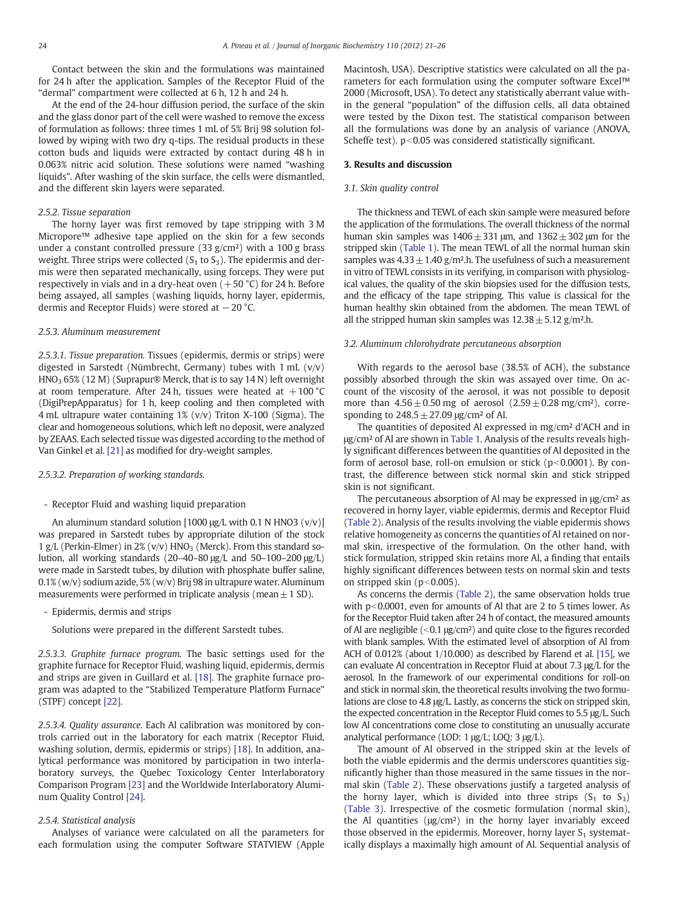Contact between the skin and the formulations was maintained for 24 h after the application. Samples of the Receptor Fluid of the "dermal" compartment were collected at 6 h, 12 h and 24 h.

At the end of the 24-hour diffusion period, the surface of the skin and the glass donor part of the cell were washed to remove the excess of formulation as follows: three times 1 mL of 5% Brij 98 solution followed by wiping with two dry q-tips. The residual products in these cotton buds and liquids were extracted by contact during 48 h in 0.063% nitric acid solution. These solutions were named "washing liquids". After washing of the skin surface, the cells were dismantled, and the different skin layers were separated.

*2.5.2. Tissue separation*

The horny layer was first removed by tape stripping with 3 M Micropore™ adhesive tape applied on the skin for a few seconds under a constant controlled pressure (33 g/cm²) with a 100 g brass weight. Three strips were collected ($S_1$ to $S_3$). The epidermis and dermis were then separated mechanically, using forceps. They were put respectively in vials and in a dry-heat oven (+50 °C) for 24 h. Before being assayed, all samples (washing liquids, horny layer, epidermis, dermis and Receptor Fluids) were stored at −20 °C.

*2.5.3. Aluminum measurement*

*2.5.3.1. Tissue preparation.* Tissues (epidermis, dermis or strips) were digested in Sarstedt (Nümbrecht, Germany) tubes with 1 mL (v/v) $HNO_3$ 65% (12 M) (Suprapur® Merck, that is to say 14 N) left overnight at room temperature. After 24 h, tissues were heated at +100 °C (DigiPrepApparatus) for 1 h, keep cooling and then completed with 4 mL ultrapure water containing 1% (v/v) Triton X-100 (Sigma). The clear and homogeneous solutions, which left no deposit, were analyzed by ZEAAS. Each selected tissue was digested according to the method of Van Ginkel et al. [21] as modified for dry-weight samples.

*2.5.3.2. Preparation of working standards.*

- Receptor Fluid and washing liquid preparation

An aluminum standard solution [1000 μg/L with 0.1 N HNO3 (v/v)] was prepared in Sarstedt tubes by appropriate dilution of the stock 1 g/L (Perkin-Elmer) in 2% (v/v) $HNO_3$ (Merck). From this standard solution, all working standards (20–40–80 μg/L and 50–100–200 μg/L) were made in Sarstedt tubes, by dilution with phosphate buffer saline, 0.1% (w/v) sodium azide, 5% (w/v) Brij 98 in ultrapure water. Aluminum measurements were performed in triplicate analysis (mean ± 1 SD).

- Epidermis, dermis and strips

Solutions were prepared in the different Sarstedt tubes.

*2.5.3.3. Graphite furnace program.* The basic settings used for the graphite furnace for Receptor Fluid, washing liquid, epidermis, dermis and strips are given in Guillard et al. [18]. The graphite furnace program was adapted to the "Stabilized Temperature Platform Furnace" (STPF) concept [22].

*2.5.3.4. Quality assurance.* Each Al calibration was monitored by controls carried out in the laboratory for each matrix (Receptor Fluid, washing solution, dermis, epidermis or strips) [18]. In addition, analytical performance was monitored by participation in two interlaboratory surveys, the Quebec Toxicology Center Interlaboratory Comparison Program [23] and the Worldwide Interlaboratory Aluminum Quality Control [24].

*2.5.4. Statistical analysis*

Analyses of variance were calculated on all the parameters for each formulation using the computer Software STATVIEW (Apple Macintosh, USA). Descriptive statistics were calculated on all the parameters for each formulation using the computer software Excel™ 2000 (Microsoft, USA). To detect any statistically aberrant value within the general "population" of the diffusion cells, all data obtained were tested by the Dixon test. The statistical comparison between all the formulations was done by an analysis of variance (ANOVA, Scheffe test). $p<0.05$ was considered statistically significant.

## 3. Results and discussion

*3.1. Skin quality control*

The thickness and TEWL of each skin sample were measured before the application of the formulations. The overall thickness of the normal human skin samples was 1406 ± 331 μm, and 1362 ± 302 μm for the stripped skin (Table 1). The mean TEWL of all the normal human skin samples was 4.33 ± 1.40 g/m².h. The usefulness of such a measurement in vitro of TEWL consists in its verifying, in comparison with physiological values, the quality of the skin biopsies used for the diffusion tests, and the efficacy of the tape stripping. This value is classical for the human healthy skin obtained from the abdomen. The mean TEWL of all the stripped human skin samples was 12.38 ± 5.12 g/m².h.

*3.2. Aluminum chlorohydrate percutaneous absorption*

With regards to the aerosol base (38.5% of ACH), the substance possibly absorbed through the skin was assayed over time. On account of the viscosity of the aerosol, it was not possible to deposit more than 4.56 ± 0.50 mg of aerosol (2.59 ± 0.28 mg/cm²), corresponding to 248.5 ± 27.09 μg/cm² of Al.

The quantities of deposited Al expressed in mg/cm² d'ACH and in μg/cm² of Al are shown in Table 1. Analysis of the results reveals highly significant differences between the quantities of Al deposited in the form of aerosol base, roll-on emulsion or stick ($p<0.0001$). By contrast, the difference between stick normal skin and stick stripped skin is not significant.

The percutaneous absorption of Al may be expressed in μg/cm² as recovered in horny layer, viable epidermis, dermis and Receptor Fluid (Table 2). Analysis of the results involving the viable epidermis shows relative homogeneity as concerns the quantities of Al retained on normal skin, irrespective of the formulation. On the other hand, with stick formulation, stripped skin retains more Al, a finding that entails highly significant differences between tests on normal skin and tests on stripped skin ($p<0.005$).

As concerns the dermis (Table 2), the same observation holds true with $p<0.0001$, even for amounts of Al that are 2 to 5 times lower. As for the Receptor Fluid taken after 24 h of contact, the measured amounts of Al are negligible (<0.1 μg/cm²) and quite close to the figures recorded with blank samples. With the estimated level of absorption of Al from ACH of 0.012% (about 1/10.000) as described by Flarend et al. [15], we can evaluate Al concentration in Receptor Fluid at about 7.3 μg/L for the aerosol. In the framework of our experimental conditions for roll-on and stick in normal skin, the theoretical results involving the two formulations are close to 4.8 μg/L. Lastly, as concerns the stick on stripped skin, the expected concentration in the Receptor Fluid comes to 5.5 μg/L. Such low Al concentrations come close to constituting an unusually accurate analytical performance (LOD: 1 μg/L; LOQ: 3 μg/L).

The amount of Al observed in the stripped skin at the levels of both the viable epidermis and the dermis underscores quantities significantly higher than those measured in the same tissues in the normal skin (Table 2). These observations justify a targeted analysis of the horny layer, which is divided into three strips ($S_1$ to $S_3$) (Table 3). Irrespective of the cosmetic formulation (normal skin), the Al quantities (μg/cm²) in the horny layer invariably exceed those observed in the epidermis. Moreover, horny layer $S_1$ systematically displays a maximally high amount of Al. Sequential analysis of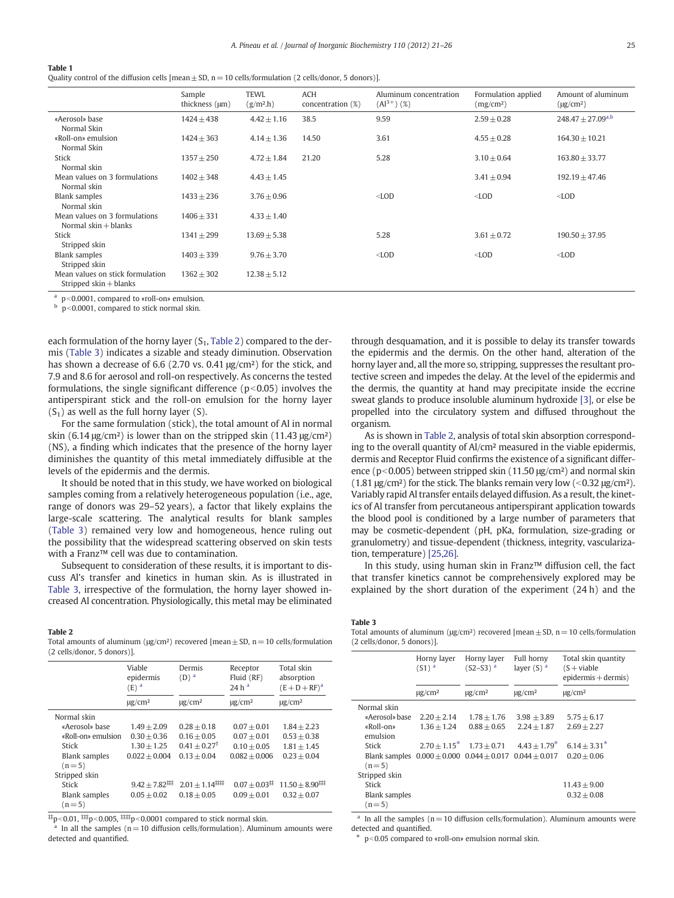**Table 1**
Quality control of the diffusion cells [mean ± SD, n = 10 cells/formulation (2 cells/donor, 5 donors)].

| | Sample thickness (μm) | TEWL (g/m².h) | ACH concentration (%) | Aluminum concentration ($Al^{3+}$) (%) | Formulation applied (mg/cm²) | Amount of aluminum (μg/cm²) |
|---|---|---|---|---|---|---|
| «Aerosol» base Normal Skin | 1424 ± 438 | 4.42 ± 1.16 | 38.5 | 9.59 | 2.59 ± 0.28 | 248.47 ± 27.09[a,b] |
| «Roll-on» emulsion Normal Skin | 1424 ± 363 | 4.14 ± 1.36 | 14.50 | 3.61 | 4.55 ± 0.28 | 164.30 ± 10.21 |
| Stick Normal skin | 1357 ± 250 | 4.72 ± 1.84 | 21.20 | 5.28 | 3.10 ± 0.64 | 163.80 ± 33.77 |
| Mean values on 3 formulations Normal skin | 1402 ± 348 | 4.43 ± 1.45 | | | 3.41 ± 0.94 | 192.19 ± 47.46 |
| Blank samples Normal skin | 1433 ± 236 | 3.76 ± 0.96 | | <LOD | <LOD | <LOD |
| Mean values on 3 formulations Normal skin + blanks | 1406 ± 331 | 4.33 ± 1.40 | | | | |
| Stick Stripped skin | 1341 ± 299 | 13.69 ± 5.38 | | 5.28 | 3.61 ± 0.72 | 190.50 ± 37.95 |
| Blank samples Stripped skin | 1403 ± 339 | 9.76 ± 3.70 | | <LOD | <LOD | <LOD |
| Mean values on stick formulation Stripped skin + blanks | 1362 ± 302 | 12.38 ± 5.12 | | | | |

[a] $p < 0.0001$, compared to «roll-on» emulsion.
[b] $p < 0.0001$, compared to stick normal skin.

each formulation of the horny layer ($S_1$, Table 2) compared to the dermis (Table 3) indicates a sizable and steady diminution. Observation has shown a decrease of 6.6 (2.70 vs. 0.41 μg/cm²) for the stick, and 7.9 and 8.6 for aerosol and roll-on respectively. As concerns the tested formulations, the single significant difference ($p < 0.05$) involves the antiperspirant stick and the roll-on emulsion for the horny layer ($S_1$) as well as the full horny layer (S).

For the same formulation (stick), the total amount of Al in normal skin (6.14 μg/cm²) is lower than on the stripped skin (11.43 μg/cm²) (NS), a finding which indicates that the presence of the horny layer diminishes the quantity of this metal immediately diffusible at the levels of the epidermis and the dermis.

It should be noted that in this study, we have worked on biological samples coming from a relatively heterogeneous population (i.e., age, range of donors was 29–52 years), a factor that likely explains the large-scale scattering. The analytical results for blank samples (Table 3) remained very low and homogeneous, hence ruling out the possibility that the widespread scattering observed on skin tests with a Franz™ cell was due to contamination.

Subsequent to consideration of these results, it is important to discuss Al's transfer and kinetics in human skin. As is illustrated in Table 3, irrespective of the formulation, the horny layer showed increased Al concentration. Physiologically, this metal may be eliminated through desquamation, and it is possible to delay its transfer towards the epidermis and the dermis. On the other hand, alteration of the horny layer and, all the more so, stripping, suppresses the resultant protective screen and impedes the delay. At the level of the epidermis and the dermis, the quantity at hand may precipitate inside the eccrine sweat glands to produce insoluble aluminum hydroxide [3], or else be propelled into the circulatory system and diffused throughout the organism.

As is shown in Table 2, analysis of total skin absorption corresponding to the overall quantity of Al/cm² measured in the viable epidermis, dermis and Receptor Fluid confirms the existence of a significant difference ($p < 0.005$) between stripped skin (11.50 μg/cm²) and normal skin (1.81 μg/cm²) for the stick. The blanks remain very low (<0.32 μg/cm²). Variably rapid Al transfer entails delayed diffusion. As a result, the kinetics of Al transfer from percutaneous antiperspirant application towards the blood pool is conditioned by a large number of parameters that may be cosmetic-dependent (pH, pKa, formulation, size-grading or granulometry) and tissue-dependent (thickness, integrity, vascularization, temperature) [25,26].

In this study, using human skin in Franz™ diffusion cell, the fact that transfer kinetics cannot be comprehensively explored may be explained by the short duration of the experiment (24 h) and the

**Table 2**
Total amounts of aluminum (μg/cm²) recovered [mean ± SD, n = 10 cells/formulation (2 cells/donor, 5 donors)].

| | Viable epidermis (E) [a] | Dermis (D) [a] | Receptor Fluid (RF) 24 h [a] | Total skin absorption (E + D + RF)[a] |
|---|---|---|---|---|
| | μg/cm² | μg/cm² | μg/cm² | μg/cm² |
| Normal skin | | | | |
| «Aerosol» base | 1.49 ± 2.09 | 0.28 ± 0.18 | 0.07 ± 0.01 | 1.84 ± 2.23 |
| «Roll-on» emulsion | 0.30 ± 0.36 | 0.16 ± 0.05 | 0.07 ± 0.01 | 0.53 ± 0.38 |
| Stick | 1.30 ± 1.25 | 0.41 ± 0.27[†] | 0.10 ± 0.05 | 1.81 ± 1.45 |
| Blank samples (n = 5) | 0.022 ± 0.004 | 0.13 ± 0.04 | 0.082 ± 0.006 | 0.23 ± 0.04 |
| Stripped skin | | | | |
| Stick | 9.42 ± 7.82[‡‡] | 2.01 ± 1.14[‡‡‡] | 0.07 ± 0.03[‡] | 11.50 ± 8.90[‡‡] |
| Blank samples (n = 5) | 0.05 ± 0.02 | 0.18 ± 0.05 | 0.09 ± 0.01 | 0.32 ± 0.07 |

[‡] $p < 0.01$, [‡‡] $p < 0.005$, [‡‡‡] $p < 0.0001$ compared to stick normal skin.
[a] In all the samples (n = 10 diffusion cells/formulation). Aluminum amounts were detected and quantified.

**Table 3**
Total amounts of aluminum (μg/cm²) recovered [mean ± SD, n = 10 cells/formulation (2 cells/donor, 5 donors)].

| | Horny layer (S1) [a] | Horny layer (S2–S3) [a] | Full horny layer (S) [a] | Total skin quantity (S + viable epidermis + dermis) |
|---|---|---|---|---|
| | μg/cm² | μg/cm² | μg/cm² | μg/cm² |
| Normal skin | | | | |
| «Aerosol» base | 2.20 ± 2.14 | 1.78 ± 1.76 | 3.98 ± 3.89 | 5.75 ± 6.17 |
| «Roll-on» emulsion | 1.36 ± 1.24 | 0.88 ± 0.65 | 2.24 ± 1.87 | 2.69 ± 2.27 |
| Stick | 2.70 ± 1.15* | 1.73 ± 0.71 | 4.43 ± 1.79* | 6.14 ± 3.31* |
| Blank samples (n = 5) | 0.000 ± 0.000 | 0.044 ± 0.017 | 0.044 ± 0.017 | 0.20 ± 0.06 |
| Stripped skin | | | | |
| Stick | | | | 11.43 ± 9.00 |
| Blank samples (n = 5) | | | | 0.32 ± 0.08 |

[a] In all the samples (n = 10 diffusion cells/formulation). Aluminum amounts were detected and quantified.
* $p < 0.05$ compared to «roll-on» emulsion normal skin.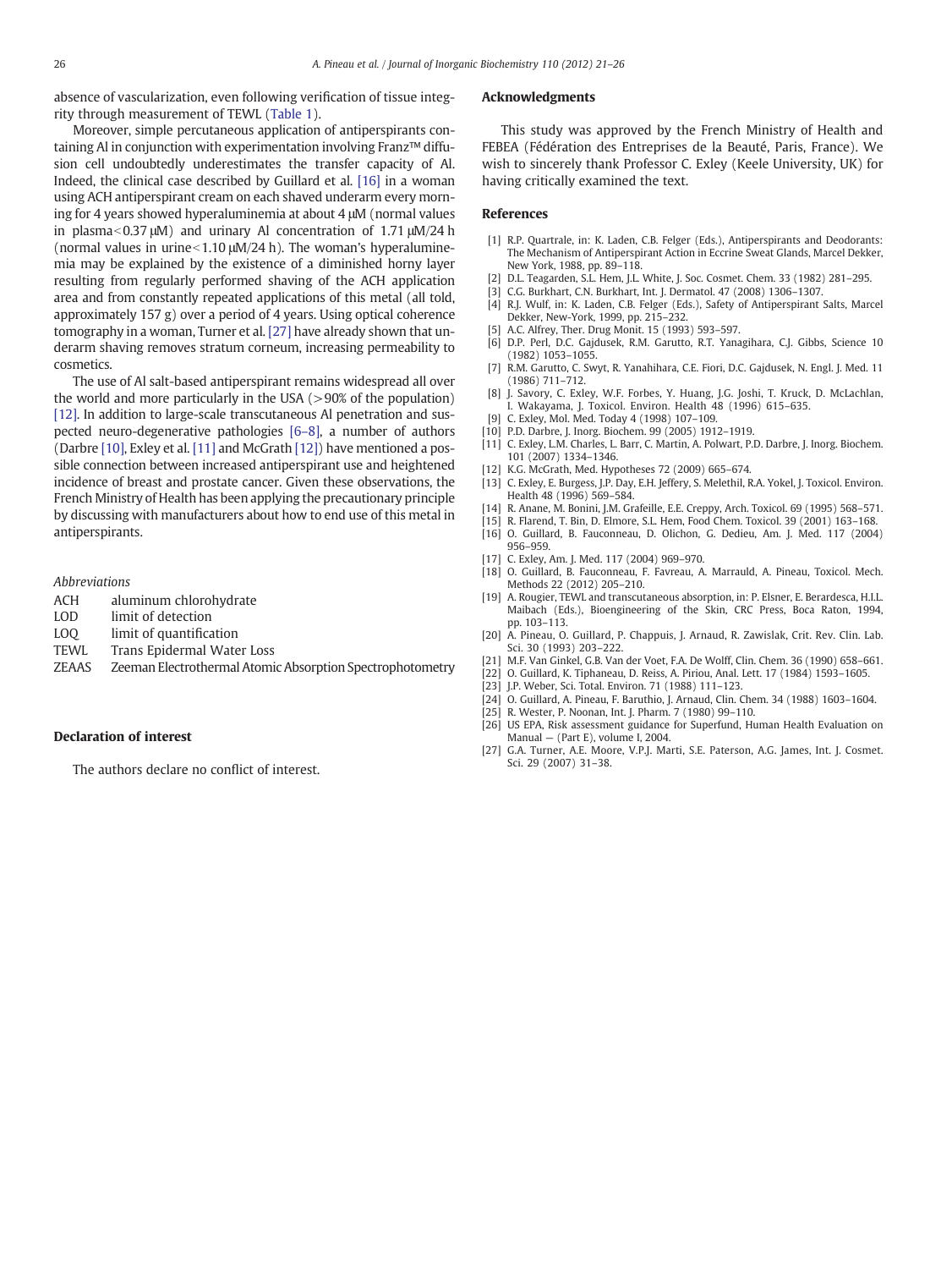absence of vascularization, even following verification of tissue integrity through measurement of TEWL (Table 1).

Moreover, simple percutaneous application of antiperspirants containing Al in conjunction with experimentation involving Franz™ diffusion cell undoubtedly underestimates the transfer capacity of Al. Indeed, the clinical case described by Guillard et al. [16] in a woman using ACH antiperspirant cream on each shaved underarm every morning for 4 years showed hyperaluminemia at about 4 μM (normal values in plasma < 0.37 μM) and urinary Al concentration of 1.71 μM/24 h (normal values in urine < 1.10 μM/24 h). The woman's hyperaluminemia may be explained by the existence of a diminished horny layer resulting from regularly performed shaving of the ACH application area and from constantly repeated applications of this metal (all told, approximately 157 g) over a period of 4 years. Using optical coherence tomography in a woman, Turner et al. [27] have already shown that underarm shaving removes stratum corneum, increasing permeability to cosmetics.

The use of Al salt-based antiperspirant remains widespread all over the world and more particularly in the USA (> 90% of the population) [12]. In addition to large-scale transcutaneous Al penetration and suspected neuro-degenerative pathologies [6–8], a number of authors (Darbre [10], Exley et al. [11] and McGrath [12]) have mentioned a possible connection between increased antiperspirant use and heightened incidence of breast and prostate cancer. Given these observations, the French Ministry of Health has been applying the precautionary principle by discussing with manufacturers about how to end use of this metal in antiperspirants.

*Abbreviations*

| | |
|---|---|
| ACH | aluminum chlorohydrate |
| LOD | limit of detection |
| LOQ | limit of quantification |
| TEWL | Trans Epidermal Water Loss |
| ZEAAS | Zeeman Electrothermal Atomic Absorption Spectrophotometry |

## Declaration of interest

The authors declare no conflict of interest.

## Acknowledgments

This study was approved by the French Ministry of Health and FEBEA (Fédération des Entreprises de la Beauté, Paris, France). We wish to sincerely thank Professor C. Exley (Keele University, UK) for having critically examined the text.

## References

[1] R.P. Quartrale, in: K. Laden, C.B. Felger (Eds.), Antiperspirants and Deodorants: The Mechanism of Antiperspirant Action in Eccrine Sweat Glands, Marcel Dekker, New York, 1988, pp. 89–118.
[2] D.L. Teagarden, S.L. Hem, J.L. White, J. Soc. Cosmet. Chem. 33 (1982) 281–295.
[3] C.G. Burkhart, C.N. Burkhart, Int. J. Dermatol. 47 (2008) 1306–1307.
[4] R.J. Wulf, in: K. Laden, C.B. Felger (Eds.), Safety of Antiperspirant Salts, Marcel Dekker, New-York, 1999, pp. 215–232.
[5] A.C. Alfrey, Ther. Drug Monit. 15 (1993) 593–597.
[6] D.P. Perl, D.C. Gajdusek, R.M. Garutto, R.T. Yanagihara, C.J. Gibbs, Science 10 (1982) 1053–1055.
[7] R.M. Garutto, C. Swyt, R. Yanahihara, C.E. Fiori, D.C. Gajdusek, N. Engl. J. Med. 11 (1986) 711–712.
[8] J. Savory, C. Exley, W.F. Forbes, Y. Huang, J.G. Joshi, T. Kruck, D. McLachlan, I. Wakayama, J. Toxicol. Environ. Health 48 (1996) 615–635.
[9] C. Exley, Mol. Med. Today 4 (1998) 107–109.
[10] P.D. Darbre, J. Inorg. Biochem. 99 (2005) 1912–1919.
[11] C. Exley, L.M. Charles, L. Barr, C. Martin, A. Polwart, P.D. Darbre, J. Inorg. Biochem. 101 (2007) 1334–1346.
[12] K.G. McGrath, Med. Hypotheses 72 (2009) 665–674.
[13] C. Exley, E. Burgess, J.P. Day, E.H. Jeffery, S. Melethil, R.A. Yokel, J. Toxicol. Environ. Health 48 (1996) 569–584.
[14] R. Anane, M. Bonini, J.M. Grafeille, E.E. Creppy, Arch. Toxicol. 69 (1995) 568–571.
[15] R. Flarend, T. Bin, D. Elmore, S.L. Hem, Food Chem. Toxicol. 39 (2001) 163–168.
[16] O. Guillard, B. Fauconneau, D. Olichon, G. Dedieu, Am. J. Med. 117 (2004) 956–959.
[17] C. Exley, Am. J. Med. 117 (2004) 969–970.
[18] O. Guillard, B. Fauconneau, F. Favreau, A. Marrauld, A. Pineau, Toxicol. Mech. Methods 22 (2012) 205–210.
[19] A. Rougier, TEWL and transcutaneous absorption, in: P. Elsner, E. Berardesca, H.I.L. Maibach (Eds.), Bioengineering of the Skin, CRC Press, Boca Raton, 1994, pp. 103–113.
[20] A. Pineau, O. Guillard, P. Chappuis, J. Arnaud, R. Zawislak, Crit. Rev. Clin. Lab. Sci. 30 (1993) 203–222.
[21] M.F. Van Ginkel, G.B. Van der Voet, F.A. De Wolff, Clin. Chem. 36 (1990) 658–661.
[22] O. Guillard, K. Tiphaneau, D. Reiss, A. Piriou, Anal. Lett. 17 (1984) 1593–1605.
[23] J.P. Weber, Sci. Total. Environ. 71 (1988) 111–123.
[24] O. Guillard, A. Pineau, F. Baruthio, J. Arnaud, Clin. Chem. 34 (1988) 1603–1604.
[25] R. Wester, P. Noonan, Int. J. Pharm. 7 (1980) 99–110.
[26] US EPA, Risk assessment guidance for Superfund, Human Health Evaluation on Manual — (Part E), volume I, 2004.
[27] G.A. Turner, A.E. Moore, V.P.J. Marti, S.E. Paterson, A.G. James, Int. J. Cosmet. Sci. 29 (2007) 31–38.